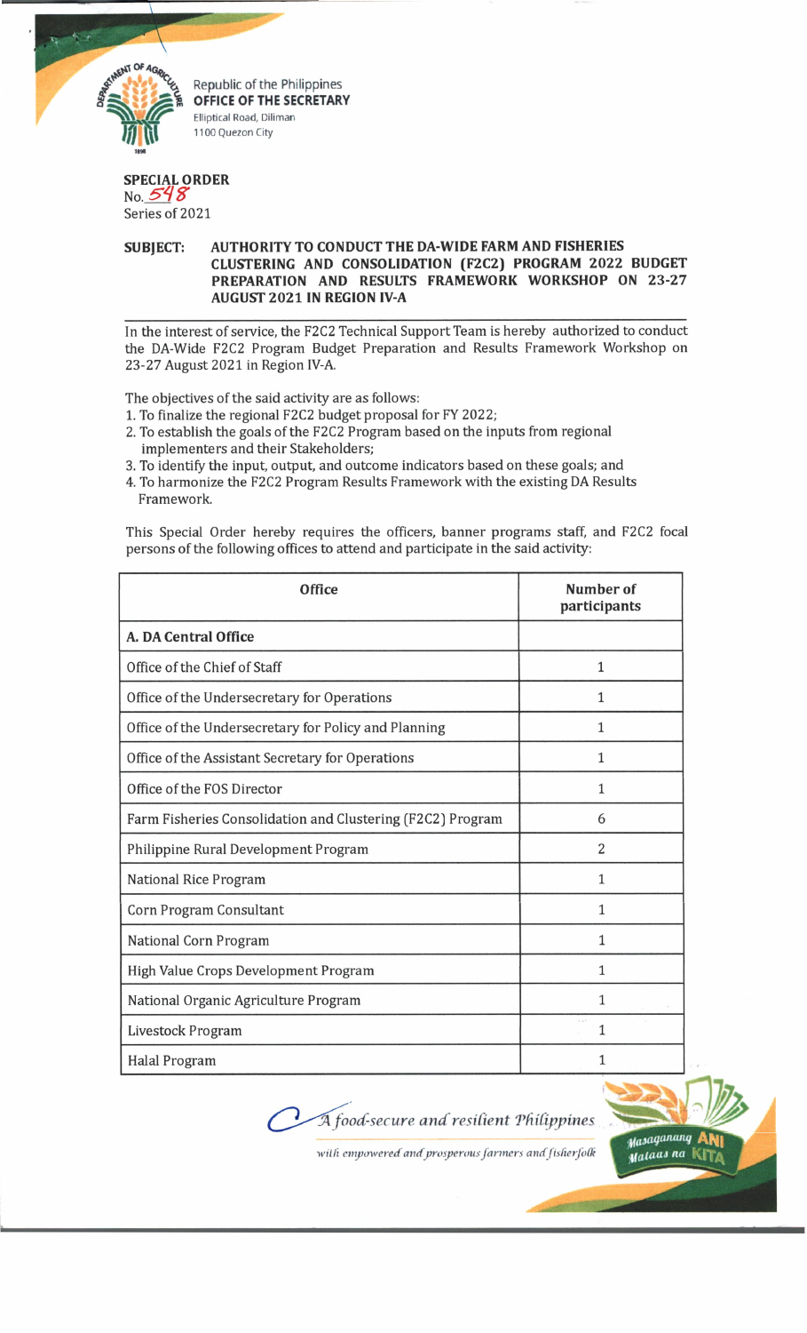Republic of the Philippines
**OFFICE OF THE SECRETARY**
Elliptical Road, Diliman
1100 Quezon City

**SPECIAL ORDER**
No. 548
Series of 2021

**SUBJECT: AUTHORITY TO CONDUCT THE DA-WIDE FARM AND FISHERIES CLUSTERING AND CONSOLIDATION (F2C2) PROGRAM 2022 BUDGET PREPARATION AND RESULTS FRAMEWORK WORKSHOP ON 23-27 AUGUST 2021 IN REGION IV-A**

In the interest of service, the F2C2 Technical Support Team is hereby authorized to conduct the DA-Wide F2C2 Program Budget Preparation and Results Framework Workshop on 23-27 August 2021 in Region IV-A.

The objectives of the said activity are as follows:

1. To finalize the regional F2C2 budget proposal for FY 2022;
2. To establish the goals of the F2C2 Program based on the inputs from regional implementers and their Stakeholders;
3. To identify the input, output, and outcome indicators based on these goals; and
4. To harmonize the F2C2 Program Results Framework with the existing DA Results Framework.

This Special Order hereby requires the officers, banner programs staff, and F2C2 focal persons of the following offices to attend and participate in the said activity:

| Office | Number of participants |
|---|---|
| **A. DA Central Office** | |
| Office of the Chief of Staff | 1 |
| Office of the Undersecretary for Operations | 1 |
| Office of the Undersecretary for Policy and Planning | 1 |
| Office of the Assistant Secretary for Operations | 1 |
| Office of the FOS Director | 1 |
| Farm Fisheries Consolidation and Clustering (F2C2) Program | 6 |
| Philippine Rural Development Program | 2 |
| National Rice Program | 1 |
| Corn Program Consultant | 1 |
| National Corn Program | 1 |
| High Value Crops Development Program | 1 |
| National Organic Agriculture Program | 1 |
| Livestock Program | 1 |
| Halal Program | 1 |

*A food-secure and resilient Philippines with empowered and prosperous farmers and fisherfolk*

Masaganang ANI Mataas na KITA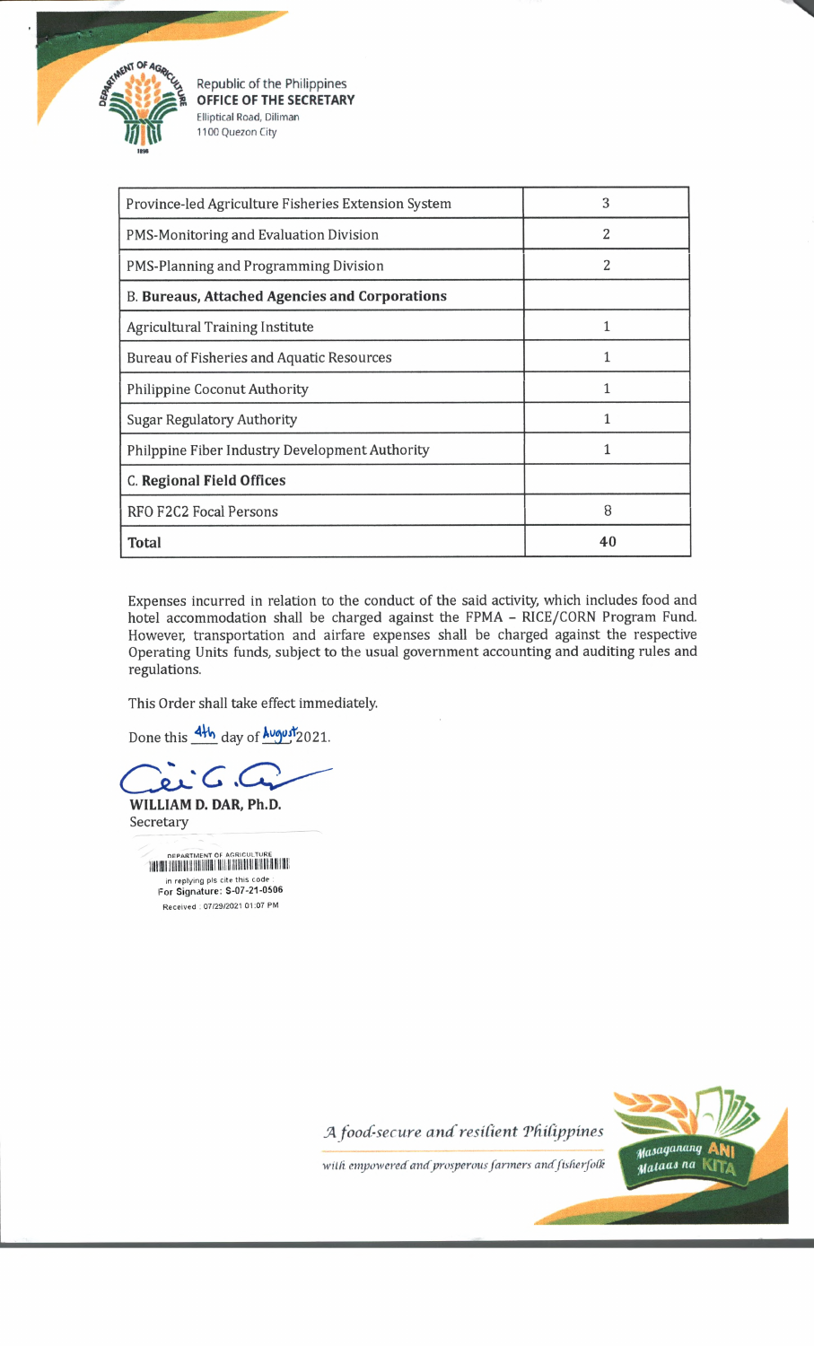| | |
|---|---|
| Province-led Agriculture Fisheries Extension System | 3 |
| PMS-Monitoring and Evaluation Division | 2 |
| PMS-Planning and Programming Division | 2 |
| B. **Bureaus, Attached Agencies and Corporations** | |
| Agricultural Training Institute | 1 |
| Bureau of Fisheries and Aquatic Resources | 1 |
| Philippine Coconut Authority | 1 |
| Sugar Regulatory Authority | 1 |
| Philpppine Fiber Industry Development Authority | 1 |
| C. **Regional Field Offices** | |
| RFO F2C2 Focal Persons | 8 |
| **Total** | **40** |

Expenses incurred in relation to the conduct of the said activity, which includes food and hotel accommodation shall be charged against the FPMA – RICE/CORN Program Fund. However, transportation and airfare expenses shall be charged against the respective Operating Units funds, subject to the usual government accounting and auditing rules and regulations.

This Order shall take effect immediately.

Done this 4th day of August 2021.

**WILLIAM D. DAR, Ph.D.**
Secretary

DEPARTMENT OF AGRICULTURE
in replying pls cite this code
For Signature: S-07-21-0506
Received : 07/29/2021 01:07 PM